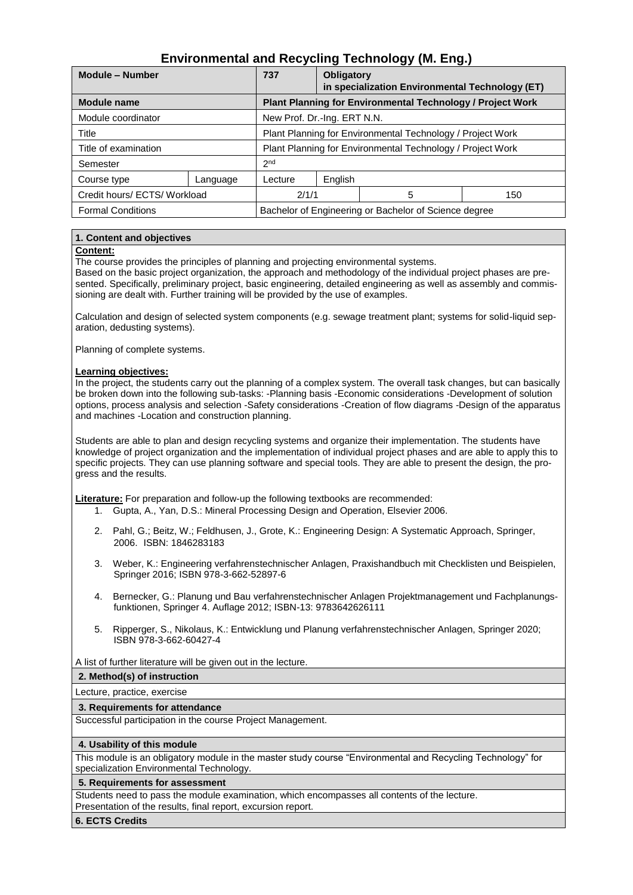# Environmental and Recycling Technology (M. Eng.)

| Module – Number | | 737 | Obligatory in specialization Environmental Technology (ET) | | |
|---|---|---|---|---|---|
| **Module name** | | **Plant Planning for Environmental Technology / Project Work** | | | |
| Module coordinator | | New Prof. Dr.-Ing. ERT N.N. | | | |
| Title | | Plant Planning for Environmental Technology / Project Work | | | |
| Title of examination | | Plant Planning for Environmental Technology / Project Work | | | |
| Semester | | 2nd | | | |
| Course type | Language | Lecture | English | | |
| Credit hours/ ECTS/ Workload | | 2/1/1 | | 5 | 150 |
| Formal Conditions | | Bachelor of Engineering or Bachelor of Science degree | | | |

## 1. Content and objectives

**Content:**

The course provides the principles of planning and projecting environmental systems.
Based on the basic project organization, the approach and methodology of the individual project phases are presented. Specifically, preliminary project, basic engineering, detailed engineering as well as assembly and commissioning are dealt with. Further training will be provided by the use of examples.

Calculation and design of selected system components (e.g. sewage treatment plant; systems for solid-liquid separation, dedusting systems).

Planning of complete systems.

**Learning objectives:**

In the project, the students carry out the planning of a complex system. The overall task changes, but can basically be broken down into the following sub-tasks: -Planning basis -Economic considerations -Development of solution options, process analysis and selection -Safety considerations -Creation of flow diagrams -Design of the apparatus and machines -Location and construction planning.

Students are able to plan and design recycling systems and organize their implementation. The students have knowledge of project organization and the implementation of individual project phases and are able to apply this to specific projects. They can use planning software and special tools. They are able to present the design, the progress and the results.

**Literature:** For preparation and follow-up the following textbooks are recommended:

1. Gupta, A., Yan, D.S.: Mineral Processing Design and Operation, Elsevier 2006.
2. Pahl, G.; Beitz, W.; Feldhusen, J., Grote, K.: Engineering Design: A Systematic Approach, Springer, 2006. ISBN: 1846283183
3. Weber, K.: Engineering verfahrenstechnischer Anlagen, Praxishandbuch mit Checklisten und Beispielen, Springer 2016; ISBN 978-3-662-52897-6
4. Bernecker, G.: Planung und Bau verfahrenstechnischer Anlagen Projektmanagement und Fachplanungsfunktionen, Springer 4. Auflage 2012; ISBN-13: 9783642626111
5. Ripperger, S., Nikolaus, K.: Entwicklung und Planung verfahrenstechnischer Anlagen, Springer 2020; ISBN 978-3-662-60427-4

A list of further literature will be given out in the lecture.

## 2. Method(s) of instruction

Lecture, practice, exercise

## 3. Requirements for attendance

Successful participation in the course Project Management.

## 4. Usability of this module

This module is an obligatory module in the master study course "Environmental and Recycling Technology" for specialization Environmental Technology.

## 5. Requirements for assessment

Students need to pass the module examination, which encompasses all contents of the lecture.
Presentation of the results, final report, excursion report.

## 6. ECTS Credits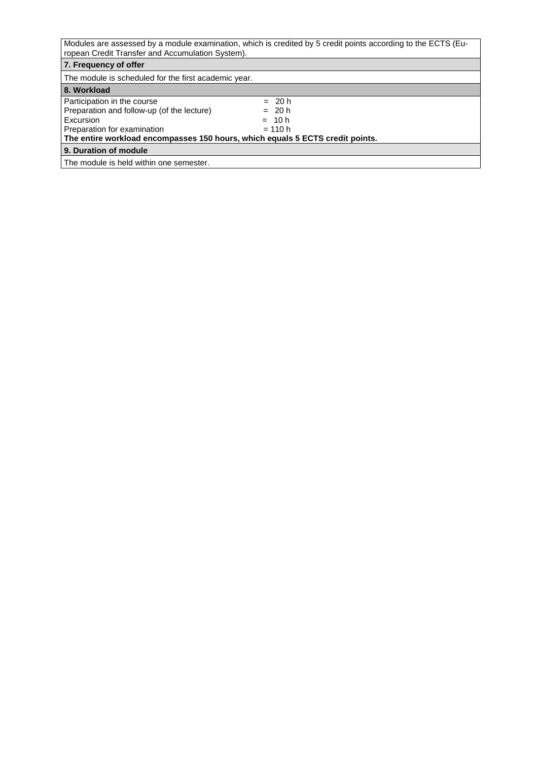Modules are assessed by a module examination, which is credited by 5 credit points according to the ECTS (European Credit Transfer and Accumulation System).

## 7. Frequency of offer

The module is scheduled for the first academic year.

## 8. Workload

| | |
|---|---|
| Participation in the course | = 20 h |
| Preparation and follow-up (of the lecture) | = 20 h |
| Excursion | = 10 h |
| Preparation for examination | = 110 h |

**The entire workload encompasses 150 hours, which equals 5 ECTS credit points.**

## 9. Duration of module

The module is held within one semester.